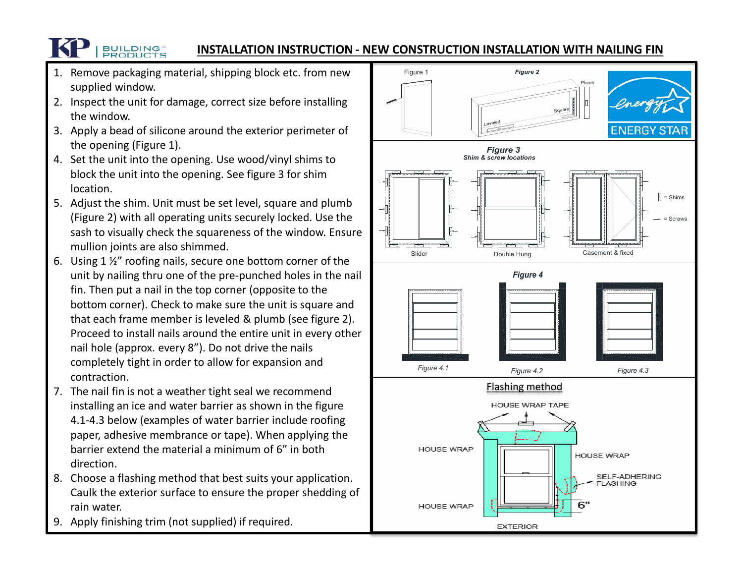# INSTALLATION INSTRUCTION - NEW CONSTRUCTION INSTALLATION WITH NAILING FIN

1. Remove packaging material, shipping block etc. from new supplied window.
2. Inspect the unit for damage, correct size before installing the window.
3. Apply a bead of silicone around the exterior perimeter of the opening (Figure 1).
4. Set the unit into the opening. Use wood/vinyl shims to block the unit into the opening. See figure 3 for shim location.
5. Adjust the shim. Unit must be set level, square and plumb (Figure 2) with all operating units securely locked. Use the sash to visually check the squareness of the window. Ensure mullion joints are also shimmed.
6. Using 1 ½" roofing nails, secure one bottom corner of the unit by nailing thru one of the pre-punched holes in the nail fin. Then put a nail in the top corner (opposite to the bottom corner). Check to make sure the unit is square and that each frame member is leveled & plumb (see figure 2). Proceed to install nails around the entire unit in every other nail hole (approx. every 8"). Do not drive the nails completely tight in order to allow for expansion and contraction.
7. The nail fin is not a weather tight seal we recommend installing an ice and water barrier as shown in the figure 4.1-4.3 below (examples of water barrier include roofing paper, adhesive membrance or tape). When applying the barrier extend the material a minimum of 6" in both direction.
8. Choose a flashing method that best suits your application. Caulk the exterior surface to ensure the proper shedding of rain water.
9. Apply finishing trim (not supplied) if required.

Figure 1

Figure 2

Figure 3
Shim & screw locations

Slider — Double Hung — Casement & fixed

= Shims
= Screws

Figure 4

Figure 4.1 — Figure 4.2 — Figure 4.3

Flashing method

HOUSE WRAP TAPE
HOUSE WRAP
HOUSE WRAP
SELF-ADHERING FLASHING
HOUSE WRAP
6"
EXTERIOR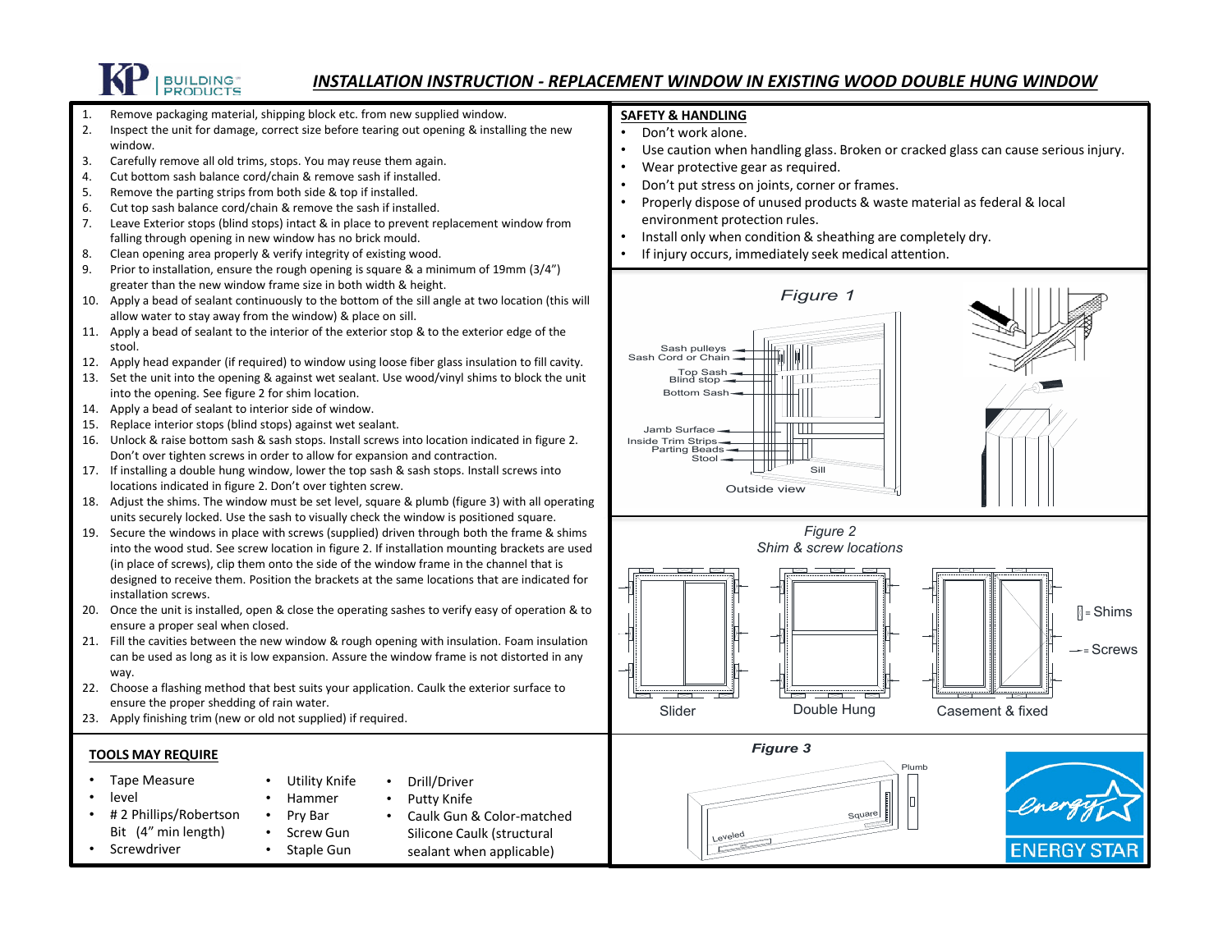# INSTALLATION INSTRUCTION - REPLACEMENT WINDOW IN EXISTING WOOD DOUBLE HUNG WINDOW

1. Remove packaging material, shipping block etc. from new supplied window.
2. Inspect the unit for damage, correct size before tearing out opening & installing the new window.
3. Carefully remove all old trims, stops. You may reuse them again.
4. Cut bottom sash balance cord/chain & remove sash if installed.
5. Remove the parting strips from both side & top if installed.
6. Cut top sash balance cord/chain & remove the sash if installed.
7. Leave Exterior stops (blind stops) intact & in place to prevent replacement window from falling through opening in new window has no brick mould.
8. Clean opening area properly & verify integrity of existing wood.
9. Prior to installation, ensure the rough opening is square & a minimum of 19mm (3/4") greater than the new window frame size in both width & height.
10. Apply a bead of sealant continuously to the bottom of the sill angle at two location (this will allow water to stay away from the window) & place on sill.
11. Apply a bead of sealant to the interior of the exterior stop & to the exterior edge of the stool.
12. Apply head expander (if required) to window using loose fiber glass insulation to fill cavity.
13. Set the unit into the opening & against wet sealant. Use wood/vinyl shims to block the unit into the opening. See figure 2 for shim location.
14. Apply a bead of sealant to interior side of window.
15. Replace interior stops (blind stops) against wet sealant.
16. Unlock & raise bottom sash & sash stops. Install screws into location indicated in figure 2. Don't over tighten screws in order to allow for expansion and contraction.
17. If installing a double hung window, lower the top sash & sash stops. Install screws into locations indicated in figure 2. Don't over tighten screw.
18. Adjust the shims. The window must be set level, square & plumb (figure 3) with all operating units securely locked. Use the sash to visually check the window is positioned square.
19. Secure the windows in place with screws (supplied) driven through both the frame & shims into the wood stud. See screw location in figure 2. If installation mounting brackets are used (in place of screws), clip them onto the side of the window frame in the channel that is designed to receive them. Position the brackets at the same locations that are indicated for installation screws.
20. Once the unit is installed, open & close the operating sashes to verify easy of operation & to ensure a proper seal when closed.
21. Fill the cavities between the new window & rough opening with insulation. Foam insulation can be used as long as it is low expansion. Assure the window frame is not distorted in any way.
22. Choose a flashing method that best suits your application. Caulk the exterior surface to ensure the proper shedding of rain water.
23. Apply finishing trim (new or old not supplied) if required.

## TOOLS MAY REQUIRE

- Tape Measure
- level
- # 2 Phillips/Robertson Bit (4" min length)
- Screwdriver
- Utility Knife
- Hammer
- Pry Bar
- Screw Gun
- Staple Gun
- Drill/Driver
- Putty Knife
- Caulk Gun & Color-matched Silicone Caulk (structural sealant when applicable)

## SAFETY & HANDLING

- Don't work alone.
- Use caution when handling glass. Broken or cracked glass can cause serious injury.
- Wear protective gear as required.
- Don't put stress on joints, corner or frames.
- Properly dispose of unused products & waste material as federal & local environment protection rules.
- Install only when condition & sheathing are completely dry.
- If injury occurs, immediately seek medical attention.

*Figure 1*

Sash pulleys, Sash Cord or Chain, Top Sash, Blind stop, Bottom Sash, Jamb Surface, Inside Trim Strips, Parting Beads, Stool, Sill

Outside view

*Figure 2*
*Shim & screw locations*

Slider — Double Hung — Casement & fixed

▯ = Shims
—▸ = Screws

*Figure 3*

Plumb, Square, Leveled

ENERGY STAR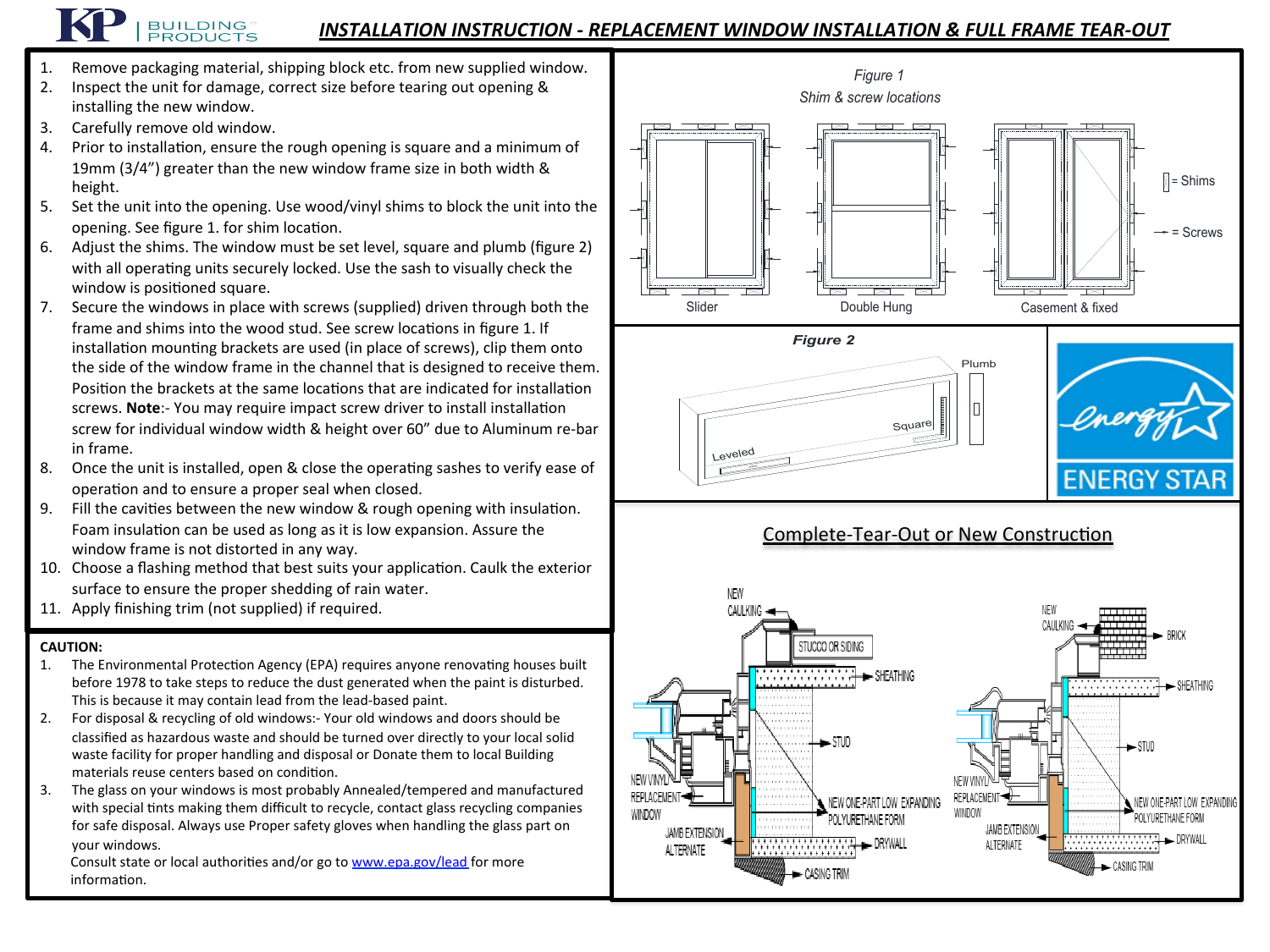# INSTALLATION INSTRUCTION - REPLACEMENT WINDOW INSTALLATION & FULL FRAME TEAR-OUT

1. Remove packaging material, shipping block etc. from new supplied window.
2. Inspect the unit for damage, correct size before tearing out opening & installing the new window.
3. Carefully remove old window.
4. Prior to installation, ensure the rough opening is square and a minimum of 19mm (3/4”) greater than the new window frame size in both width & height.
5. Set the unit into the opening. Use wood/vinyl shims to block the unit into the opening. See figure 1. for shim location.
6. Adjust the shims. The window must be set level, square and plumb (figure 2) with all operating units securely locked. Use the sash to visually check the window is positioned square.
7. Secure the windows in place with screws (supplied) driven through both the frame and shims into the wood stud. See screw locations in figure 1. If installation mounting brackets are used (in place of screws), clip them onto the side of the window frame in the channel that is designed to receive them. Position the brackets at the same locations that are indicated for installation screws. **Note**:- You may require impact screw driver to install installation screw for individual window width & height over 60” due to Aluminum re-bar in frame.
8. Once the unit is installed, open & close the operating sashes to verify ease of operation and to ensure a proper seal when closed.
9. Fill the cavities between the new window & rough opening with insulation. Foam insulation can be used as long as it is low expansion. Assure the window frame is not distorted in any way.
10. Choose a flashing method that best suits your application. Caulk the exterior surface to ensure the proper shedding of rain water.
11. Apply finishing trim (not supplied) if required.

**CAUTION:**

1. The Environmental Protection Agency (EPA) requires anyone renovating houses built before 1978 to take steps to reduce the dust generated when the paint is disturbed. This is because it may contain lead from the lead-based paint.
2. For disposal & recycling of old windows:- Your old windows and doors should be classified as hazardous waste and should be turned over directly to your local solid waste facility for proper handling and disposal or Donate them to local Building materials reuse centers based on condition.
3. The glass on your windows is most probably Annealed/tempered and manufactured with special tints making them difficult to recycle, contact glass recycling companies for safe disposal. Always use Proper safety gloves when handling the glass part on your windows.

Consult state or local authorities and/or go to www.epa.gov/lead for more information.

*Figure 1*

*Shim & screw locations*

Slider

Double Hung

Casement & fixed

= Shims

= Screws

***Figure 2***

Plumb

Square

Leveled

ENERGY STAR

## Complete-Tear-Out or New Construction

NEW CAULKING

STUCCO OR SIDING

SHEATHING

STUD

NEW VINYL REPLACEMENT WINDOW

NEW ONE-PART LOW EXPANDING POLYURETHANE FORM

JAMB EXTENSION ALTERNATE

DRYWALL

CASING TRIM

NEW CAULKING

BRICK

SHEATHING

STUD

NEW VINYL REPLACEMENT WINDOW

NEW ONE-PART LOW EXPANDING POLYURETHANE FORM

JAMB EXTENSION ALTERNATE

DRYWALL

CASING TRIM